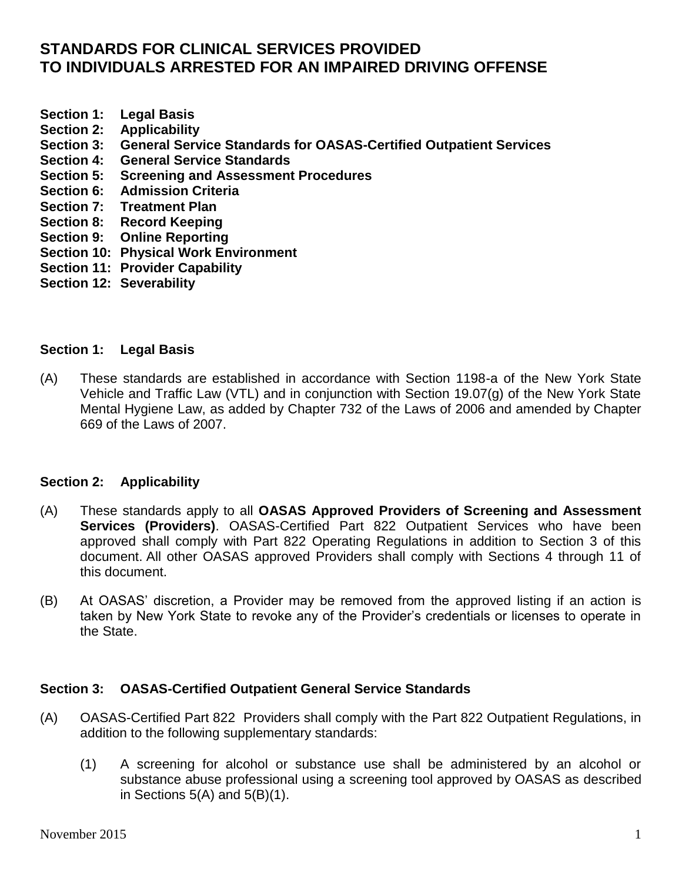# STANDARDS FOR CLINICAL SERVICES PROVIDED TO INDIVIDUALS ARRESTED FOR AN IMPAIRED DRIVING OFFENSE

**Section 1: Legal Basis**
**Section 2: Applicability**
**Section 3: General Service Standards for OASAS-Certified Outpatient Services**
**Section 4: General Service Standards**
**Section 5: Screening and Assessment Procedures**
**Section 6: Admission Criteria**
**Section 7: Treatment Plan**
**Section 8: Record Keeping**
**Section 9: Online Reporting**
**Section 10: Physical Work Environment**
**Section 11: Provider Capability**
**Section 12: Severability**

## Section 1: Legal Basis

(A) These standards are established in accordance with Section 1198-a of the New York State Vehicle and Traffic Law (VTL) and in conjunction with Section 19.07(g) of the New York State Mental Hygiene Law, as added by Chapter 732 of the Laws of 2006 and amended by Chapter 669 of the Laws of 2007.

## Section 2: Applicability

(A) These standards apply to all **OASAS Approved Providers of Screening and Assessment Services (Providers)**. OASAS-Certified Part 822 Outpatient Services who have been approved shall comply with Part 822 Operating Regulations in addition to Section 3 of this document. All other OASAS approved Providers shall comply with Sections 4 through 11 of this document.

(B) At OASAS' discretion, a Provider may be removed from the approved listing if an action is taken by New York State to revoke any of the Provider's credentials or licenses to operate in the State.

## Section 3: OASAS-Certified Outpatient General Service Standards

(A) OASAS-Certified Part 822 Providers shall comply with the Part 822 Outpatient Regulations, in addition to the following supplementary standards:

   (1) A screening for alcohol or substance use shall be administered by an alcohol or substance abuse professional using a screening tool approved by OASAS as described in Sections 5(A) and 5(B)(1).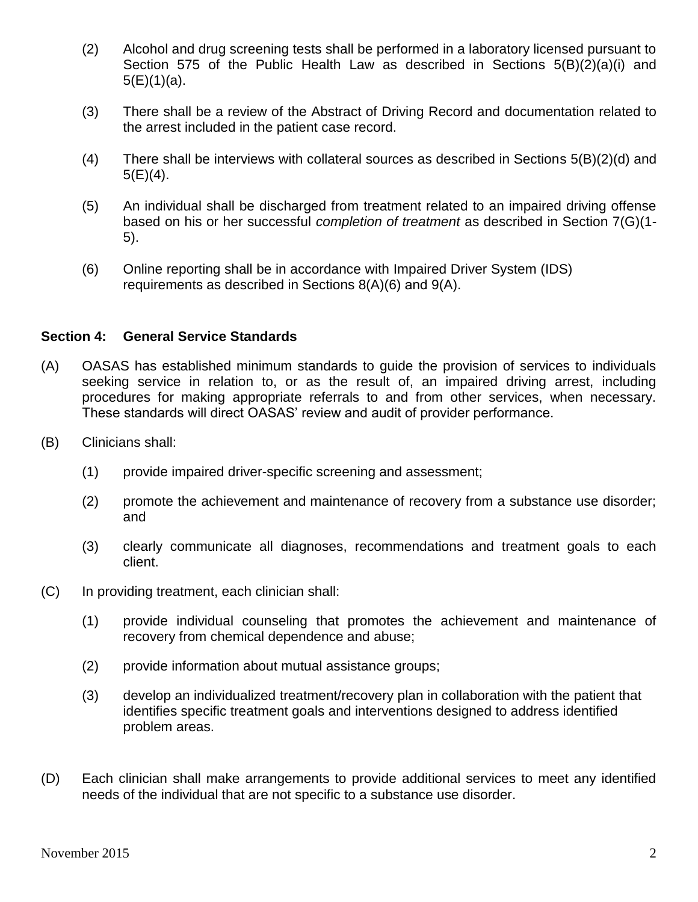(2) Alcohol and drug screening tests shall be performed in a laboratory licensed pursuant to Section 575 of the Public Health Law as described in Sections 5(B)(2)(a)(i) and 5(E)(1)(a).

(3) There shall be a review of the Abstract of Driving Record and documentation related to the arrest included in the patient case record.

(4) There shall be interviews with collateral sources as described in Sections 5(B)(2)(d) and 5(E)(4).

(5) An individual shall be discharged from treatment related to an impaired driving offense based on his or her successful *completion of treatment* as described in Section 7(G)(1-5).

(6) Online reporting shall be in accordance with Impaired Driver System (IDS) requirements as described in Sections 8(A)(6) and 9(A).

**Section 4: General Service Standards**

(A) OASAS has established minimum standards to guide the provision of services to individuals seeking service in relation to, or as the result of, an impaired driving arrest, including procedures for making appropriate referrals to and from other services, when necessary. These standards will direct OASAS' review and audit of provider performance.

(B) Clinicians shall:

(1) provide impaired driver-specific screening and assessment;

(2) promote the achievement and maintenance of recovery from a substance use disorder; and

(3) clearly communicate all diagnoses, recommendations and treatment goals to each client.

(C) In providing treatment, each clinician shall:

(1) provide individual counseling that promotes the achievement and maintenance of recovery from chemical dependence and abuse;

(2) provide information about mutual assistance groups;

(3) develop an individualized treatment/recovery plan in collaboration with the patient that identifies specific treatment goals and interventions designed to address identified problem areas.

(D) Each clinician shall make arrangements to provide additional services to meet any identified needs of the individual that are not specific to a substance use disorder.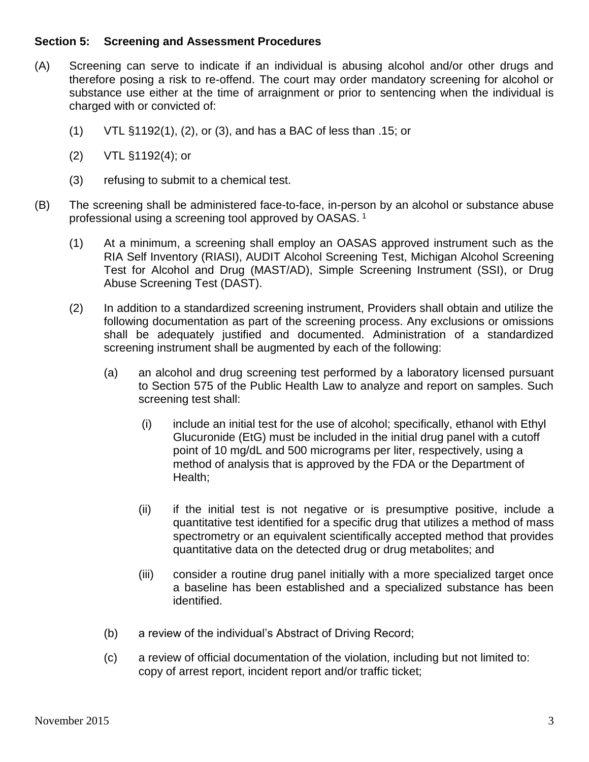**Section 5: Screening and Assessment Procedures**

(A) Screening can serve to indicate if an individual is abusing alcohol and/or other drugs and therefore posing a risk to re-offend. The court may order mandatory screening for alcohol or substance use either at the time of arraignment or prior to sentencing when the individual is charged with or convicted of:

(1) VTL §1192(1), (2), or (3), and has a BAC of less than .15; or

(2) VTL §1192(4); or

(3) refusing to submit to a chemical test.

(B) The screening shall be administered face-to-face, in-person by an alcohol or substance abuse professional using a screening tool approved by OASAS. [1]

(1) At a minimum, a screening shall employ an OASAS approved instrument such as the RIA Self Inventory (RIASI), AUDIT Alcohol Screening Test, Michigan Alcohol Screening Test for Alcohol and Drug (MAST/AD), Simple Screening Instrument (SSI), or Drug Abuse Screening Test (DAST).

(2) In addition to a standardized screening instrument, Providers shall obtain and utilize the following documentation as part of the screening process. Any exclusions or omissions shall be adequately justified and documented. Administration of a standardized screening instrument shall be augmented by each of the following:

(a) an alcohol and drug screening test performed by a laboratory licensed pursuant to Section 575 of the Public Health Law to analyze and report on samples. Such screening test shall:

(i) include an initial test for the use of alcohol; specifically, ethanol with Ethyl Glucuronide (EtG) must be included in the initial drug panel with a cutoff point of 10 mg/dL and 500 micrograms per liter, respectively, using a method of analysis that is approved by the FDA or the Department of Health;

(ii) if the initial test is not negative or is presumptive positive, include a quantitative test identified for a specific drug that utilizes a method of mass spectrometry or an equivalent scientifically accepted method that provides quantitative data on the detected drug or drug metabolites; and

(iii) consider a routine drug panel initially with a more specialized target once a baseline has been established and a specialized substance has been identified.

(b) a review of the individual's Abstract of Driving Record;

(c) a review of official documentation of the violation, including but not limited to: copy of arrest report, incident report and/or traffic ticket;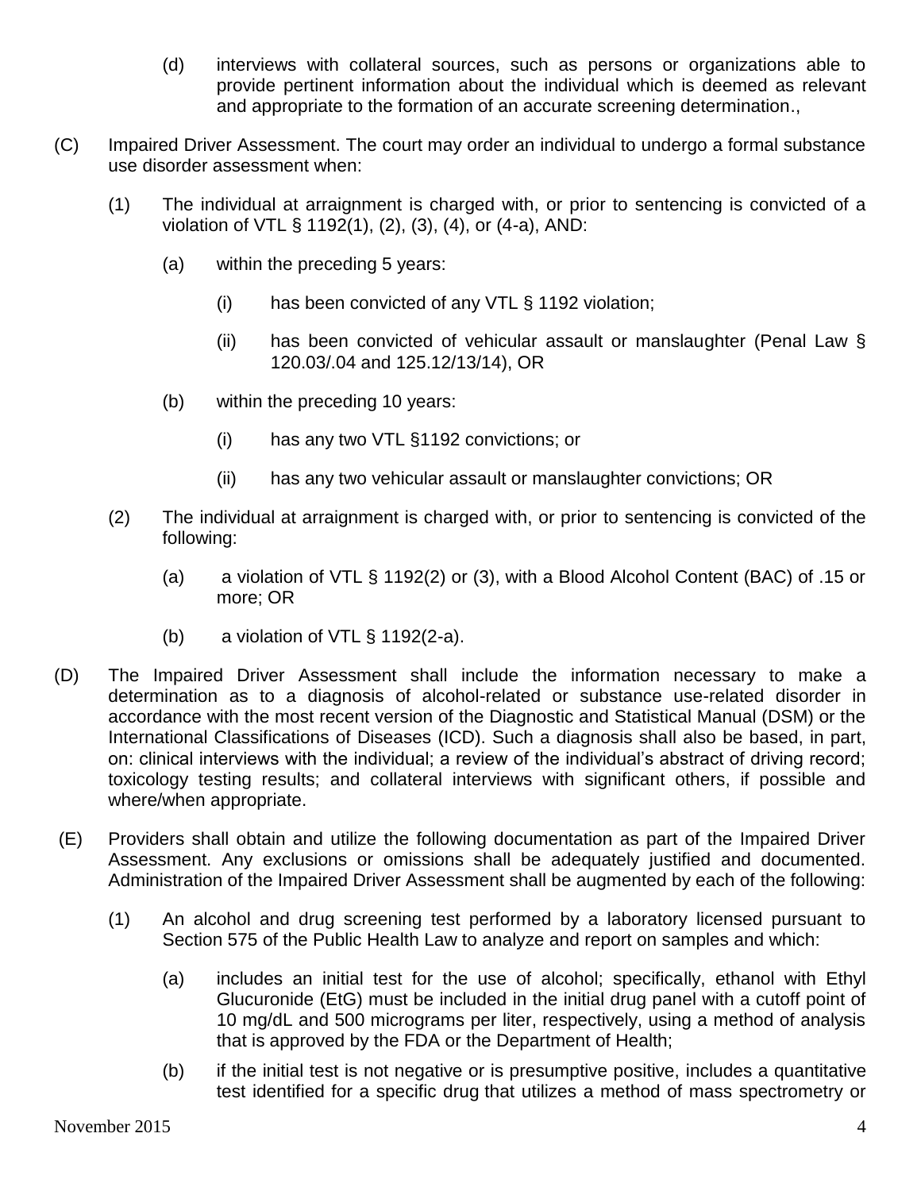(d) interviews with collateral sources, such as persons or organizations able to provide pertinent information about the individual which is deemed as relevant and appropriate to the formation of an accurate screening determination.,

(C) Impaired Driver Assessment. The court may order an individual to undergo a formal substance use disorder assessment when:

(1) The individual at arraignment is charged with, or prior to sentencing is convicted of a violation of VTL § 1192(1), (2), (3), (4), or (4-a), AND:

(a) within the preceding 5 years:

(i) has been convicted of any VTL § 1192 violation;

(ii) has been convicted of vehicular assault or manslaughter (Penal Law § 120.03/.04 and 125.12/13/14), OR

(b) within the preceding 10 years:

(i) has any two VTL §1192 convictions; or

(ii) has any two vehicular assault or manslaughter convictions; OR

(2) The individual at arraignment is charged with, or prior to sentencing is convicted of the following:

(a) a violation of VTL § 1192(2) or (3), with a Blood Alcohol Content (BAC) of .15 or more; OR

(b) a violation of VTL § 1192(2-a).

(D) The Impaired Driver Assessment shall include the information necessary to make a determination as to a diagnosis of alcohol-related or substance use-related disorder in accordance with the most recent version of the Diagnostic and Statistical Manual (DSM) or the International Classifications of Diseases (ICD). Such a diagnosis shall also be based, in part, on: clinical interviews with the individual; a review of the individual's abstract of driving record; toxicology testing results; and collateral interviews with significant others, if possible and where/when appropriate.

(E) Providers shall obtain and utilize the following documentation as part of the Impaired Driver Assessment. Any exclusions or omissions shall be adequately justified and documented. Administration of the Impaired Driver Assessment shall be augmented by each of the following:

(1) An alcohol and drug screening test performed by a laboratory licensed pursuant to Section 575 of the Public Health Law to analyze and report on samples and which:

(a) includes an initial test for the use of alcohol; specifically, ethanol with Ethyl Glucuronide (EtG) must be included in the initial drug panel with a cutoff point of 10 mg/dL and 500 micrograms per liter, respectively, using a method of analysis that is approved by the FDA or the Department of Health;

(b) if the initial test is not negative or is presumptive positive, includes a quantitative test identified for a specific drug that utilizes a method of mass spectrometry or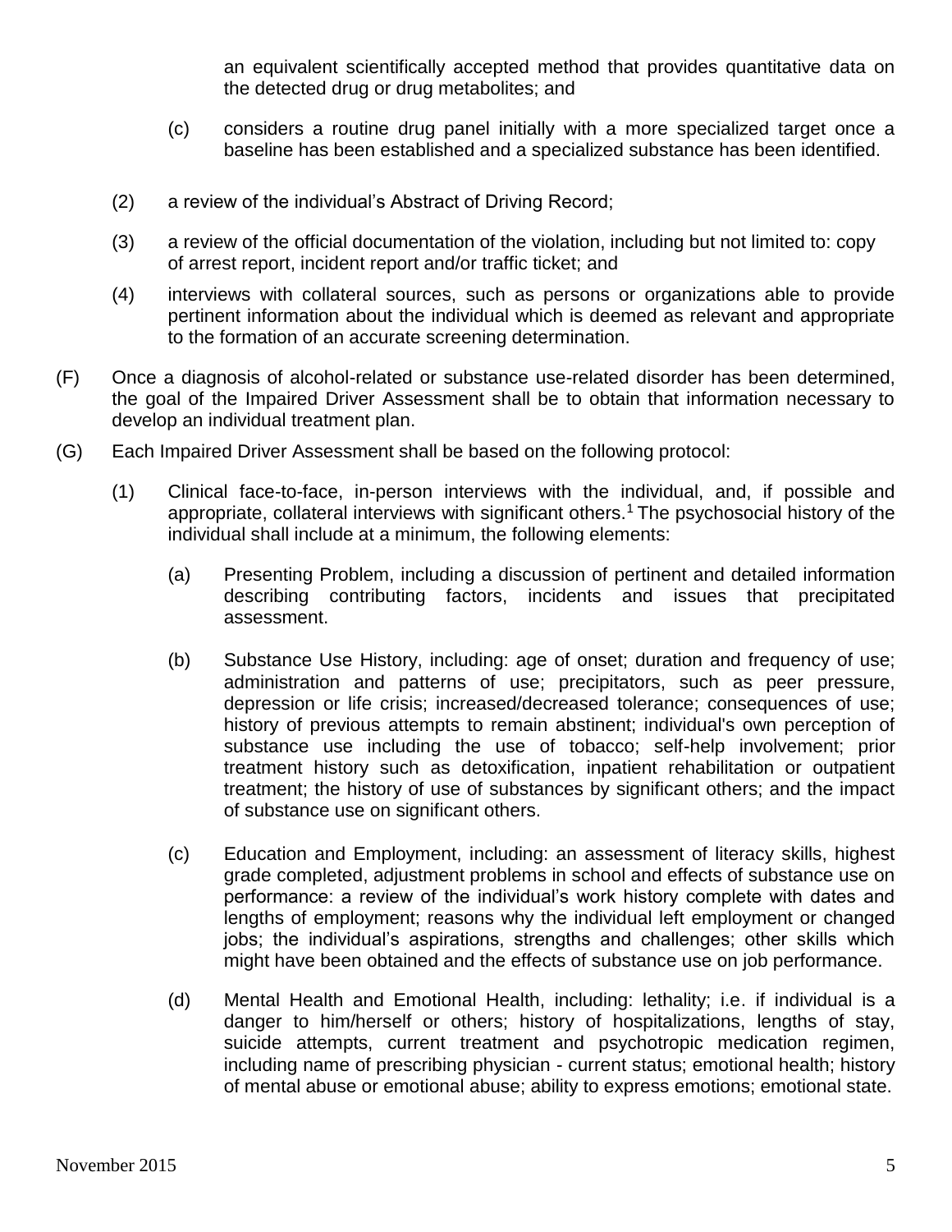an equivalent scientifically accepted method that provides quantitative data on the detected drug or drug metabolites; and

(c) considers a routine drug panel initially with a more specialized target once a baseline has been established and a specialized substance has been identified.

(2) a review of the individual's Abstract of Driving Record;

(3) a review of the official documentation of the violation, including but not limited to: copy of arrest report, incident report and/or traffic ticket; and

(4) interviews with collateral sources, such as persons or organizations able to provide pertinent information about the individual which is deemed as relevant and appropriate to the formation of an accurate screening determination.

(F) Once a diagnosis of alcohol-related or substance use-related disorder has been determined, the goal of the Impaired Driver Assessment shall be to obtain that information necessary to develop an individual treatment plan.

(G) Each Impaired Driver Assessment shall be based on the following protocol:

(1) Clinical face-to-face, in-person interviews with the individual, and, if possible and appropriate, collateral interviews with significant others.[1] The psychosocial history of the individual shall include at a minimum, the following elements:

(a) Presenting Problem, including a discussion of pertinent and detailed information describing contributing factors, incidents and issues that precipitated assessment.

(b) Substance Use History, including: age of onset; duration and frequency of use; administration and patterns of use; precipitators, such as peer pressure, depression or life crisis; increased/decreased tolerance; consequences of use; history of previous attempts to remain abstinent; individual's own perception of substance use including the use of tobacco; self-help involvement; prior treatment history such as detoxification, inpatient rehabilitation or outpatient treatment; the history of use of substances by significant others; and the impact of substance use on significant others.

(c) Education and Employment, including: an assessment of literacy skills, highest grade completed, adjustment problems in school and effects of substance use on performance: a review of the individual's work history complete with dates and lengths of employment; reasons why the individual left employment or changed jobs; the individual's aspirations, strengths and challenges; other skills which might have been obtained and the effects of substance use on job performance.

(d) Mental Health and Emotional Health, including: lethality; i.e. if individual is a danger to him/herself or others; history of hospitalizations, lengths of stay, suicide attempts, current treatment and psychotropic medication regimen, including name of prescribing physician - current status; emotional health; history of mental abuse or emotional abuse; ability to express emotions; emotional state.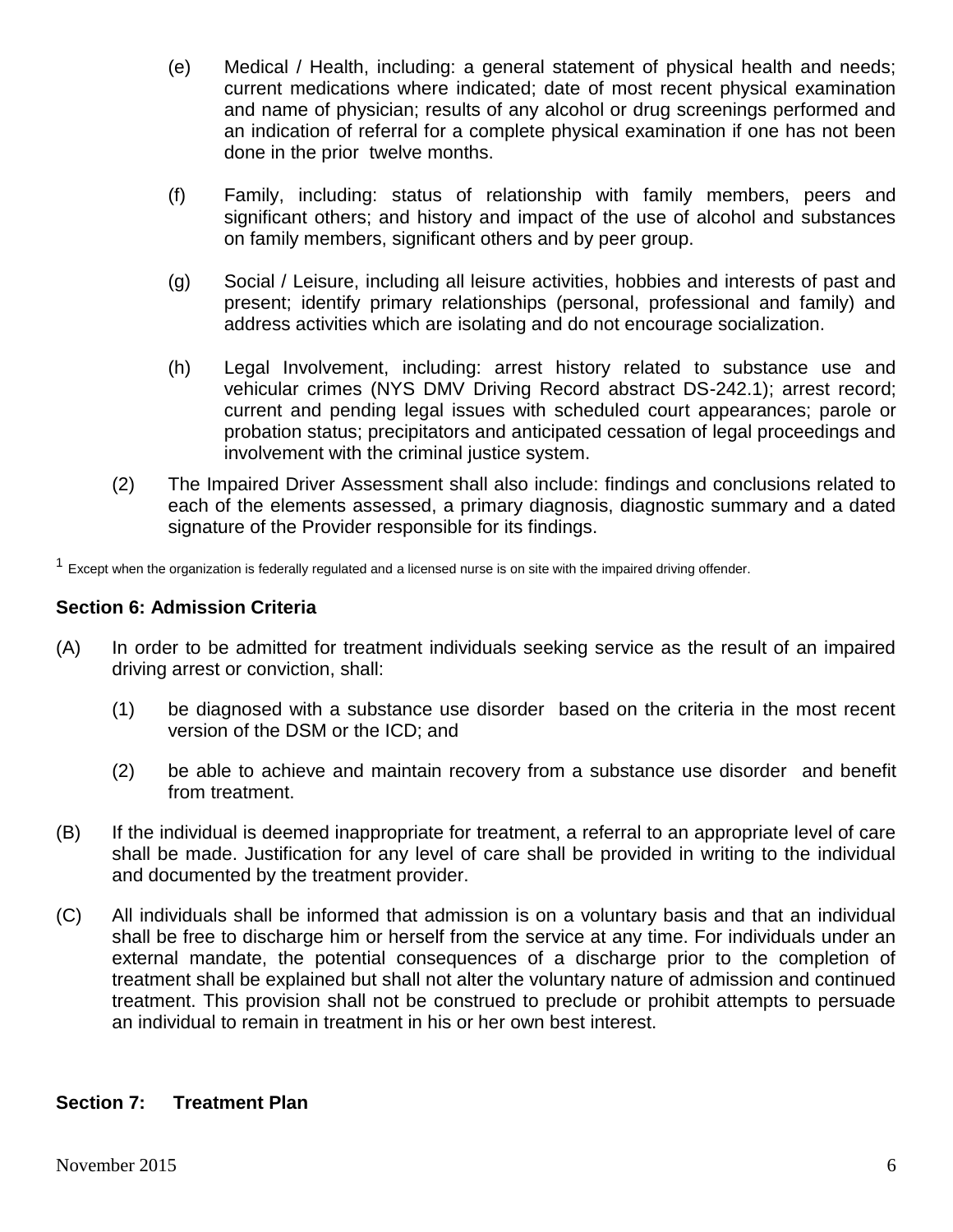(e) Medical / Health, including: a general statement of physical health and needs; current medications where indicated; date of most recent physical examination and name of physician; results of any alcohol or drug screenings performed and an indication of referral for a complete physical examination if one has not been done in the prior twelve months.

(f) Family, including: status of relationship with family members, peers and significant others; and history and impact of the use of alcohol and substances on family members, significant others and by peer group.

(g) Social / Leisure, including all leisure activities, hobbies and interests of past and present; identify primary relationships (personal, professional and family) and address activities which are isolating and do not encourage socialization.

(h) Legal Involvement, including: arrest history related to substance use and vehicular crimes (NYS DMV Driving Record abstract DS-242.1); arrest record; current and pending legal issues with scheduled court appearances; parole or probation status; precipitators and anticipated cessation of legal proceedings and involvement with the criminal justice system.

(2) The Impaired Driver Assessment shall also include: findings and conclusions related to each of the elements assessed, a primary diagnosis, diagnostic summary and a dated signature of the Provider responsible for its findings.

[1] Except when the organization is federally regulated and a licensed nurse is on site with the impaired driving offender.

**Section 6: Admission Criteria**

(A) In order to be admitted for treatment individuals seeking service as the result of an impaired driving arrest or conviction, shall:

(1) be diagnosed with a substance use disorder based on the criteria in the most recent version of the DSM or the ICD; and

(2) be able to achieve and maintain recovery from a substance use disorder and benefit from treatment.

(B) If the individual is deemed inappropriate for treatment, a referral to an appropriate level of care shall be made. Justification for any level of care shall be provided in writing to the individual and documented by the treatment provider.

(C) All individuals shall be informed that admission is on a voluntary basis and that an individual shall be free to discharge him or herself from the service at any time. For individuals under an external mandate, the potential consequences of a discharge prior to the completion of treatment shall be explained but shall not alter the voluntary nature of admission and continued treatment. This provision shall not be construed to preclude or prohibit attempts to persuade an individual to remain in treatment in his or her own best interest.

**Section 7: Treatment Plan**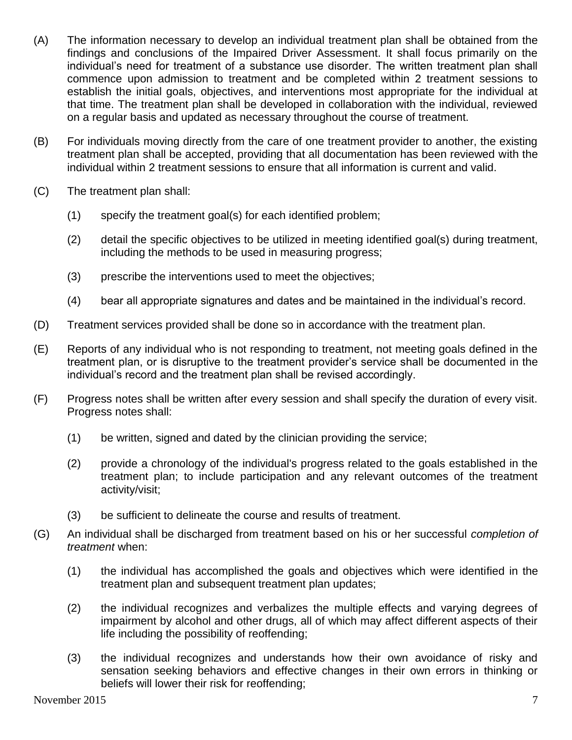(A) The information necessary to develop an individual treatment plan shall be obtained from the findings and conclusions of the Impaired Driver Assessment. It shall focus primarily on the individual's need for treatment of a substance use disorder. The written treatment plan shall commence upon admission to treatment and be completed within 2 treatment sessions to establish the initial goals, objectives, and interventions most appropriate for the individual at that time. The treatment plan shall be developed in collaboration with the individual, reviewed on a regular basis and updated as necessary throughout the course of treatment.

(B) For individuals moving directly from the care of one treatment provider to another, the existing treatment plan shall be accepted, providing that all documentation has been reviewed with the individual within 2 treatment sessions to ensure that all information is current and valid.

(C) The treatment plan shall:

- (1) specify the treatment goal(s) for each identified problem;
- (2) detail the specific objectives to be utilized in meeting identified goal(s) during treatment, including the methods to be used in measuring progress;
- (3) prescribe the interventions used to meet the objectives;
- (4) bear all appropriate signatures and dates and be maintained in the individual's record.

(D) Treatment services provided shall be done so in accordance with the treatment plan.

(E) Reports of any individual who is not responding to treatment, not meeting goals defined in the treatment plan, or is disruptive to the treatment provider's service shall be documented in the individual's record and the treatment plan shall be revised accordingly.

(F) Progress notes shall be written after every session and shall specify the duration of every visit. Progress notes shall:

- (1) be written, signed and dated by the clinician providing the service;
- (2) provide a chronology of the individual's progress related to the goals established in the treatment plan; to include participation and any relevant outcomes of the treatment activity/visit;
- (3) be sufficient to delineate the course and results of treatment.

(G) An individual shall be discharged from treatment based on his or her successful *completion of treatment* when:

- (1) the individual has accomplished the goals and objectives which were identified in the treatment plan and subsequent treatment plan updates;
- (2) the individual recognizes and verbalizes the multiple effects and varying degrees of impairment by alcohol and other drugs, all of which may affect different aspects of their life including the possibility of reoffending;
- (3) the individual recognizes and understands how their own avoidance of risky and sensation seeking behaviors and effective changes in their own errors in thinking or beliefs will lower their risk for reoffending;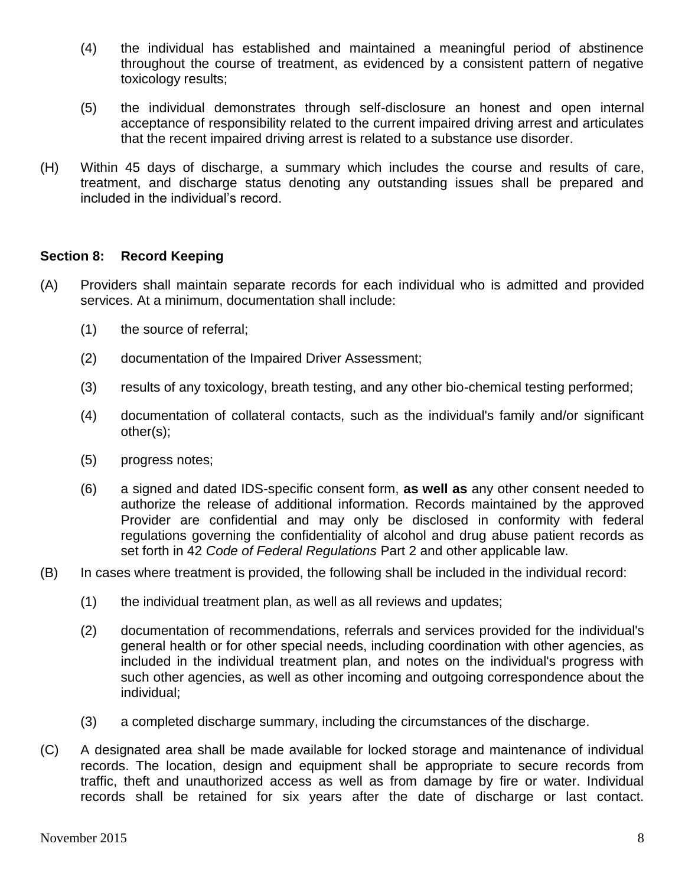(4) the individual has established and maintained a meaningful period of abstinence throughout the course of treatment, as evidenced by a consistent pattern of negative toxicology results;

(5) the individual demonstrates through self-disclosure an honest and open internal acceptance of responsibility related to the current impaired driving arrest and articulates that the recent impaired driving arrest is related to a substance use disorder.

(H) Within 45 days of discharge, a summary which includes the course and results of care, treatment, and discharge status denoting any outstanding issues shall be prepared and included in the individual's record.

### Section 8: Record Keeping

(A) Providers shall maintain separate records for each individual who is admitted and provided services. At a minimum, documentation shall include:

(1) the source of referral;

(2) documentation of the Impaired Driver Assessment;

(3) results of any toxicology, breath testing, and any other bio-chemical testing performed;

(4) documentation of collateral contacts, such as the individual's family and/or significant other(s);

(5) progress notes;

(6) a signed and dated IDS-specific consent form, **as well as** any other consent needed to authorize the release of additional information. Records maintained by the approved Provider are confidential and may only be disclosed in conformity with federal regulations governing the confidentiality of alcohol and drug abuse patient records as set forth in 42 *Code of Federal Regulations* Part 2 and other applicable law.

(B) In cases where treatment is provided, the following shall be included in the individual record:

(1) the individual treatment plan, as well as all reviews and updates;

(2) documentation of recommendations, referrals and services provided for the individual's general health or for other special needs, including coordination with other agencies, as included in the individual treatment plan, and notes on the individual's progress with such other agencies, as well as other incoming and outgoing correspondence about the individual;

(3) a completed discharge summary, including the circumstances of the discharge.

(C) A designated area shall be made available for locked storage and maintenance of individual records. The location, design and equipment shall be appropriate to secure records from traffic, theft and unauthorized access as well as from damage by fire or water. Individual records shall be retained for six years after the date of discharge or last contact.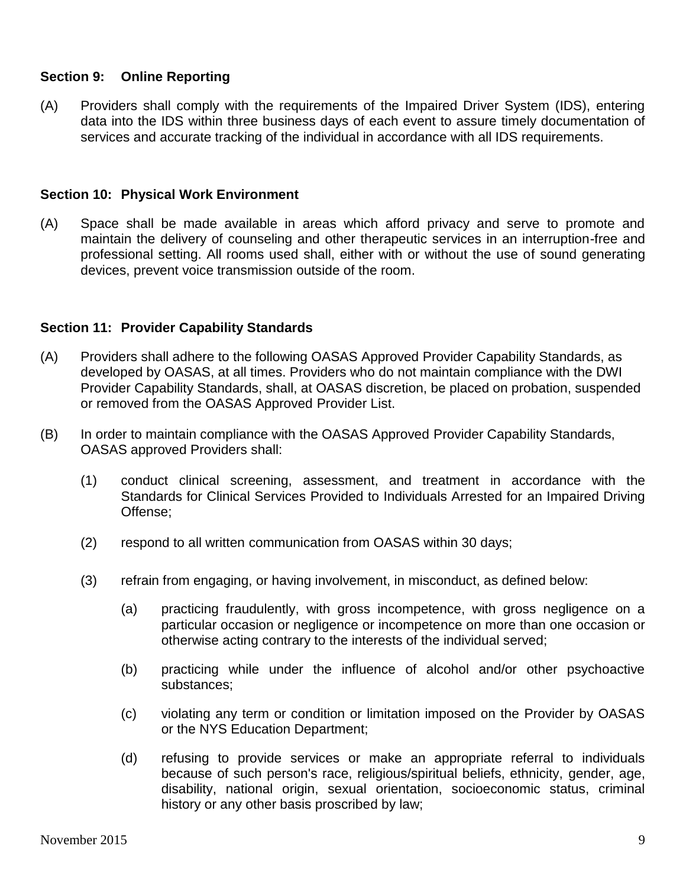### Section 9: Online Reporting

(A) Providers shall comply with the requirements of the Impaired Driver System (IDS), entering data into the IDS within three business days of each event to assure timely documentation of services and accurate tracking of the individual in accordance with all IDS requirements.

### Section 10: Physical Work Environment

(A) Space shall be made available in areas which afford privacy and serve to promote and maintain the delivery of counseling and other therapeutic services in an interruption-free and professional setting. All rooms used shall, either with or without the use of sound generating devices, prevent voice transmission outside of the room.

### Section 11: Provider Capability Standards

(A) Providers shall adhere to the following OASAS Approved Provider Capability Standards, as developed by OASAS, at all times. Providers who do not maintain compliance with the DWI Provider Capability Standards, shall, at OASAS discretion, be placed on probation, suspended or removed from the OASAS Approved Provider List.

(B) In order to maintain compliance with the OASAS Approved Provider Capability Standards, OASAS approved Providers shall:

(1) conduct clinical screening, assessment, and treatment in accordance with the Standards for Clinical Services Provided to Individuals Arrested for an Impaired Driving Offense;

(2) respond to all written communication from OASAS within 30 days;

(3) refrain from engaging, or having involvement, in misconduct, as defined below:

(a) practicing fraudulently, with gross incompetence, with gross negligence on a particular occasion or negligence or incompetence on more than one occasion or otherwise acting contrary to the interests of the individual served;

(b) practicing while under the influence of alcohol and/or other psychoactive substances;

(c) violating any term or condition or limitation imposed on the Provider by OASAS or the NYS Education Department;

(d) refusing to provide services or make an appropriate referral to individuals because of such person's race, religious/spiritual beliefs, ethnicity, gender, age, disability, national origin, sexual orientation, socioeconomic status, criminal history or any other basis proscribed by law;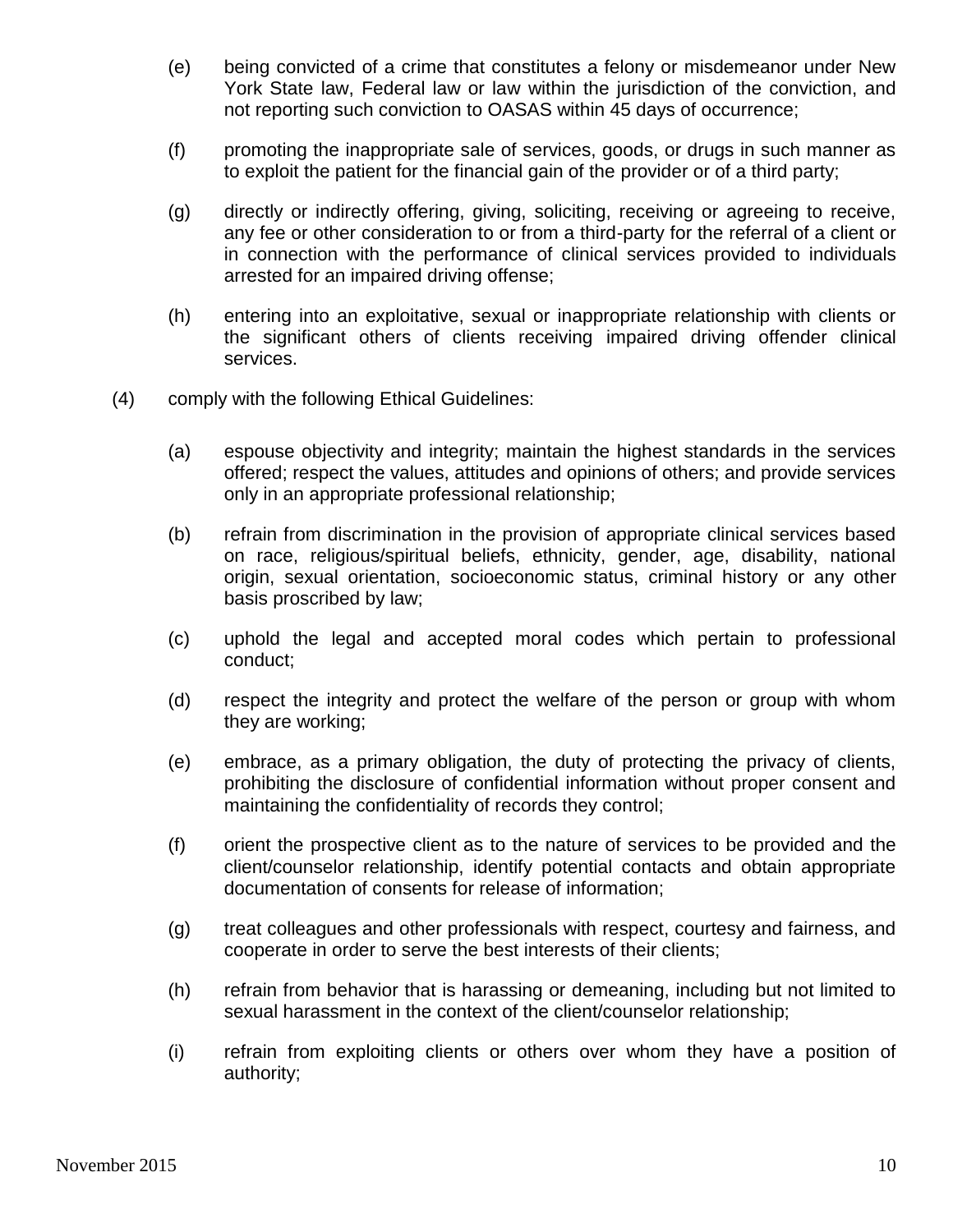(e) being convicted of a crime that constitutes a felony or misdemeanor under New York State law, Federal law or law within the jurisdiction of the conviction, and not reporting such conviction to OASAS within 45 days of occurrence;

(f) promoting the inappropriate sale of services, goods, or drugs in such manner as to exploit the patient for the financial gain of the provider or of a third party;

(g) directly or indirectly offering, giving, soliciting, receiving or agreeing to receive, any fee or other consideration to or from a third-party for the referral of a client or in connection with the performance of clinical services provided to individuals arrested for an impaired driving offense;

(h) entering into an exploitative, sexual or inappropriate relationship with clients or the significant others of clients receiving impaired driving offender clinical services.

(4) comply with the following Ethical Guidelines:

(a) espouse objectivity and integrity; maintain the highest standards in the services offered; respect the values, attitudes and opinions of others; and provide services only in an appropriate professional relationship;

(b) refrain from discrimination in the provision of appropriate clinical services based on race, religious/spiritual beliefs, ethnicity, gender, age, disability, national origin, sexual orientation, socioeconomic status, criminal history or any other basis proscribed by law;

(c) uphold the legal and accepted moral codes which pertain to professional conduct;

(d) respect the integrity and protect the welfare of the person or group with whom they are working;

(e) embrace, as a primary obligation, the duty of protecting the privacy of clients, prohibiting the disclosure of confidential information without proper consent and maintaining the confidentiality of records they control;

(f) orient the prospective client as to the nature of services to be provided and the client/counselor relationship, identify potential contacts and obtain appropriate documentation of consents for release of information;

(g) treat colleagues and other professionals with respect, courtesy and fairness, and cooperate in order to serve the best interests of their clients;

(h) refrain from behavior that is harassing or demeaning, including but not limited to sexual harassment in the context of the client/counselor relationship;

(i) refrain from exploiting clients or others over whom they have a position of authority;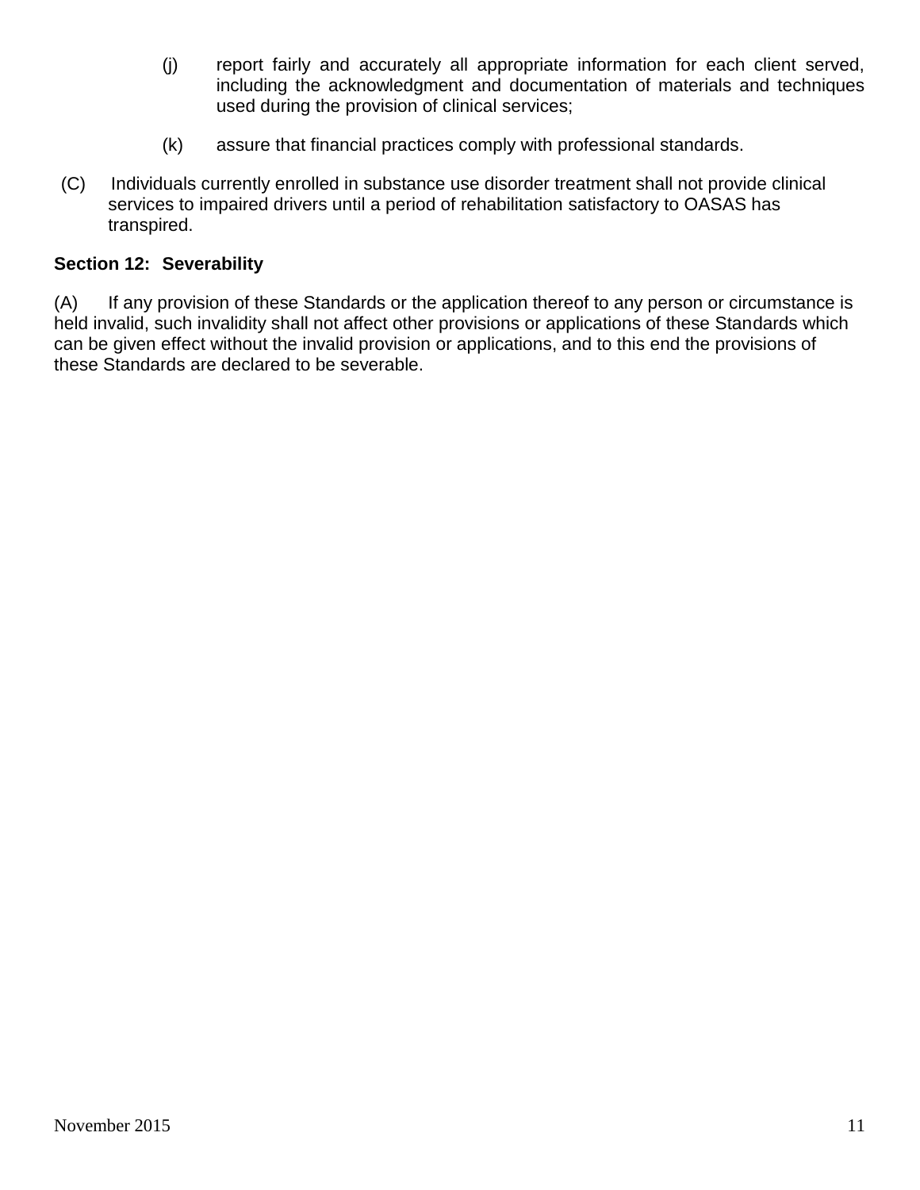(j) report fairly and accurately all appropriate information for each client served, including the acknowledgment and documentation of materials and techniques used during the provision of clinical services;

(k) assure that financial practices comply with professional standards.

(C) Individuals currently enrolled in substance use disorder treatment shall not provide clinical services to impaired drivers until a period of rehabilitation satisfactory to OASAS has transpired.

**Section 12: Severability**

(A) If any provision of these Standards or the application thereof to any person or circumstance is held invalid, such invalidity shall not affect other provisions or applications of these Standards which can be given effect without the invalid provision or applications, and to this end the provisions of these Standards are declared to be severable.